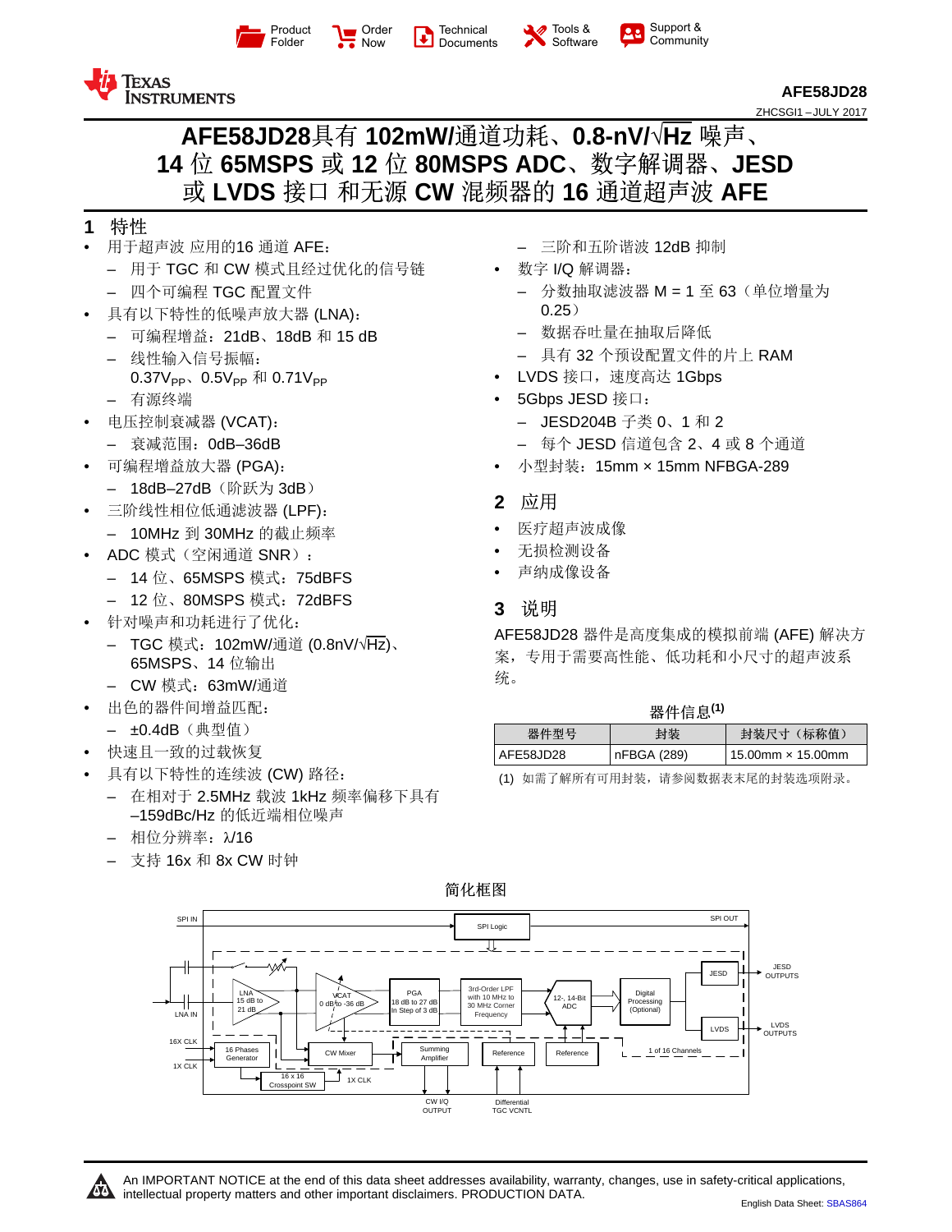# AFE58JD28具有 102mW/通道功耗、0.8-nV/√Hz 噪声、14 位 65MSPS 或 12 位 80MSPS ADC、数字解调器、JESD 或 LVDS 接口 和无源 CW 混频器的 16 通道超声波 AFE

## 1 特性

- 用于超声波 应用的16 通道 AFE：
  - 用于 TGC 和 CW 模式且经过优化的信号链
  - 四个可编程 TGC 配置文件
- 具有以下特性的低噪声放大器 (LNA)：
  - 可编程增益：21dB、18dB 和 15 dB
  - 线性输入信号振幅：$0.37V_{PP}$、$0.5V_{PP}$ 和 $0.71V_{PP}$
  - 有源终端
- 电压控制衰减器 (VCAT)：
  - 衰减范围：0dB–36dB
- 可编程增益放大器 (PGA)：
  - 18dB–27dB（阶跃为 3dB）
- 三阶线性相位低通滤波器 (LPF)：
  - 10MHz 到 30MHz 的截止频率
- ADC 模式（空闲通道 SNR）：
  - 14 位、65MSPS 模式：75dBFS
  - 12 位、80MSPS 模式：72dBFS
- 针对噪声和功耗进行了优化：
  - TGC 模式：102mW/通道 (0.8nV/√Hz)、65MSPS、14 位输出
  - CW 模式：63mW/通道
- 出色的器件间增益匹配：
  - ±0.4dB（典型值）
- 快速且一致的过载恢复
- 具有以下特性的连续波 (CW) 路径：
  - 在相对于 2.5MHz 载波 1kHz 频率偏移下具有 –159dBc/Hz 的低近端相位噪声
  - 相位分辨率：λ/16
  - 支持 16x 和 8x CW 时钟
  - 三阶和五阶谐波 12dB 抑制
- 数字 I/Q 解调器：
  - 分数抽取滤波器 M = 1 至 63（单位增量为 0.25）
  - 数据吞吐量在抽取后降低
  - 具有 32 个预设配置文件的片上 RAM
- LVDS 接口，速度高达 1Gbps
- 5Gbps JESD 接口：
  - JESD204B 子类 0、1 和 2
  - 每个 JESD 信道包含 2、4 或 8 个通道
- 小型封装：15mm × 15mm NFBGA-289

## 2 应用

- 医疗超声波成像
- 无损检测设备
- 声纳成像设备

## 3 说明

AFE58JD28 器件是高度集成的模拟前端 (AFE) 解决方案，专用于需要高性能、低功耗和小尺寸的超声波系统。

器件信息(1)

| 器件型号 | 封装 | 封装尺寸（标称值） |
| --- | --- | --- |
| AFE58JD28 | nFBGA (289) | 15.00mm × 15.00mm |

(1) 如需了解所有可用封装，请参阅数据表末尾的封装选项附录。

简化框图

SPI IN, SPI Logic, SPI OUT, LNA IN, LNA 15 dB to 21 dB, VCAT 0 dB to -36 dB, PGA 18 dB to 27 dB in Step of 3 dB, 3rd-Order LPF with 10 MHz to 30 MHz Corner Frequency, 12-, 14-Bit ADC, Digital Processing (Optional), JESD, JESD OUTPUTS, LVDS, LVDS OUTPUTS, 16X CLK, 1X CLK, 16 Phases Generator, 16 x 16 Crosspoint SW, 1X CLK, CW Mixer, Summing Amplifier, Reference, Reference, 1 of 16 Channels, CW I/Q OUTPUT, Differential TGC VCNTL

An IMPORTANT NOTICE at the end of this data sheet addresses availability, warranty, changes, use in safety-critical applications, intellectual property matters and other important disclaimers. PRODUCTION DATA.

English Data Sheet: SBAS864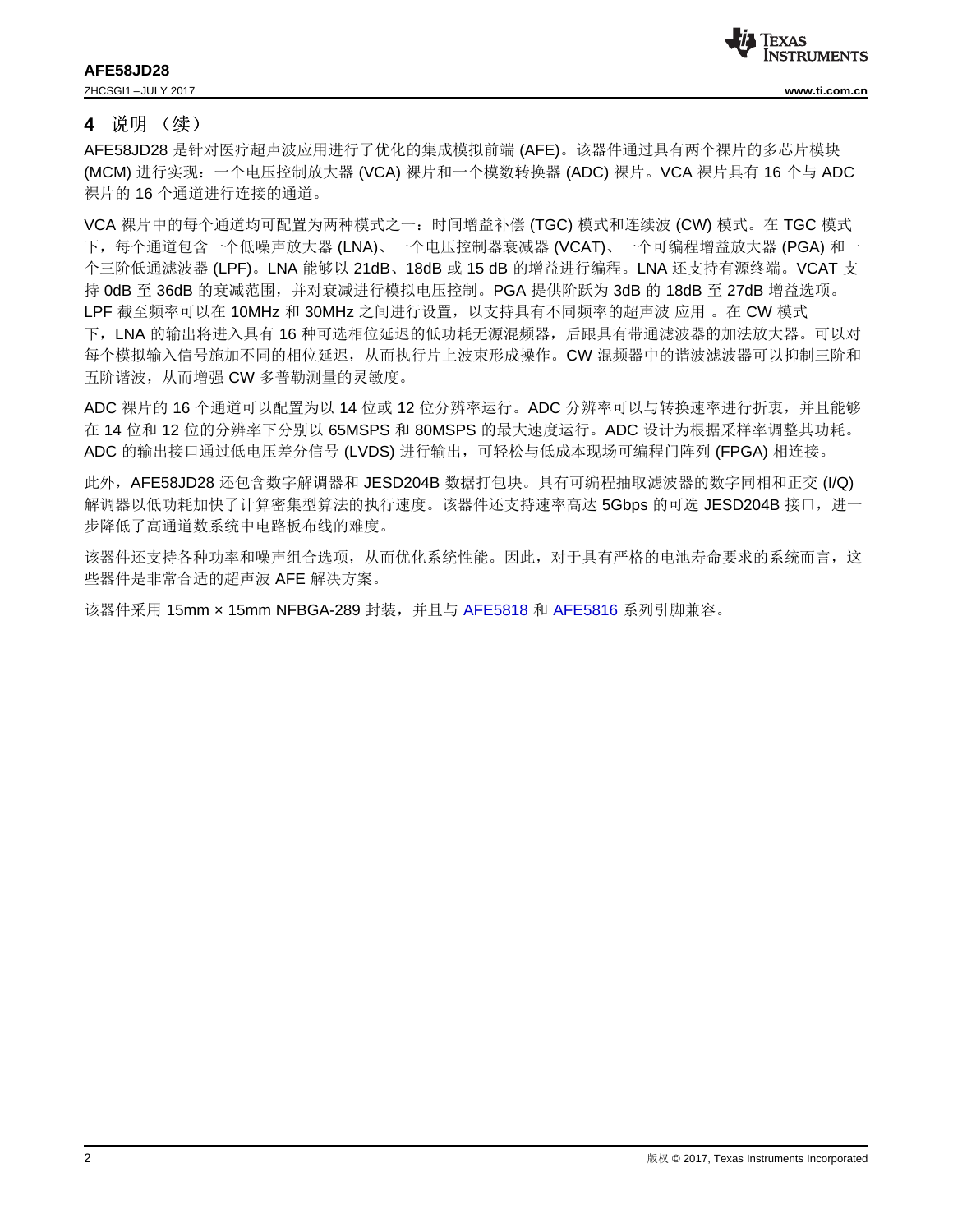## 4 说明 （续）

AFE58JD28 是针对医疗超声波应用进行了优化的集成模拟前端 (AFE)。该器件通过具有两个裸片的多芯片模块 (MCM) 进行实现：一个电压控制放大器 (VCA) 裸片和一个模数转换器 (ADC) 裸片。VCA 裸片具有 16 个与 ADC 裸片的 16 个通道进行连接的通道。

VCA 裸片中的每个通道均可配置为两种模式之一：时间增益补偿 (TGC) 模式和连续波 (CW) 模式。在 TGC 模式下，每个通道包含一个低噪声放大器 (LNA)、一个电压控制器衰减器 (VCAT)、一个可编程增益放大器 (PGA) 和一个三阶低通滤波器 (LPF)。LNA 能够以 21dB、18dB 或 15 dB 的增益进行编程。LNA 还支持有源终端。VCAT 支持 0dB 至 36dB 的衰减范围，并对衰减进行模拟电压控制。PGA 提供阶跃为 3dB 的 18dB 至 27dB 增益选项。LPF 截至频率可以在 10MHz 和 30MHz 之间进行设置，以支持具有不同频率的超声波 应用 。在 CW 模式下，LNA 的输出将进入具有 16 种可选相位延迟的低功耗无源混频器，后跟具有带通滤波器的加法放大器。可以对每个模拟输入信号施加不同的相位延迟，从而执行片上波束形成操作。CW 混频器中的谐波滤波器可以抑制三阶和五阶谐波，从而增强 CW 多普勒测量的灵敏度。

ADC 裸片的 16 个通道可以配置为以 14 位或 12 位分辨率运行。ADC 分辨率可以与转换速率进行折衷，并且能够在 14 位和 12 位的分辨率下分别以 65MSPS 和 80MSPS 的最大速度运行。ADC 设计为根据采样率调整其功耗。ADC 的输出接口通过低电压差分信号 (LVDS) 进行输出，可轻松与低成本现场可编程门阵列 (FPGA) 相连接。

此外，AFE58JD28 还包含数字解调器和 JESD204B 数据打包块。具有可编程抽取滤波器的数字同相和正交 (I/Q) 解调器以低功耗加快了计算密集型算法的执行速度。该器件还支持速率高达 5Gbps 的可选 JESD204B 接口，进一步降低了高通道数系统中电路板布线的难度。

该器件还支持各种功率和噪声组合选项，从而优化系统性能。因此，对于具有严格的电池寿命要求的系统而言，这些器件是非常合适的超声波 AFE 解决方案。

该器件采用 15mm × 15mm NFBGA-289 封装，并且与 AFE5818 和 AFE5816 系列引脚兼容。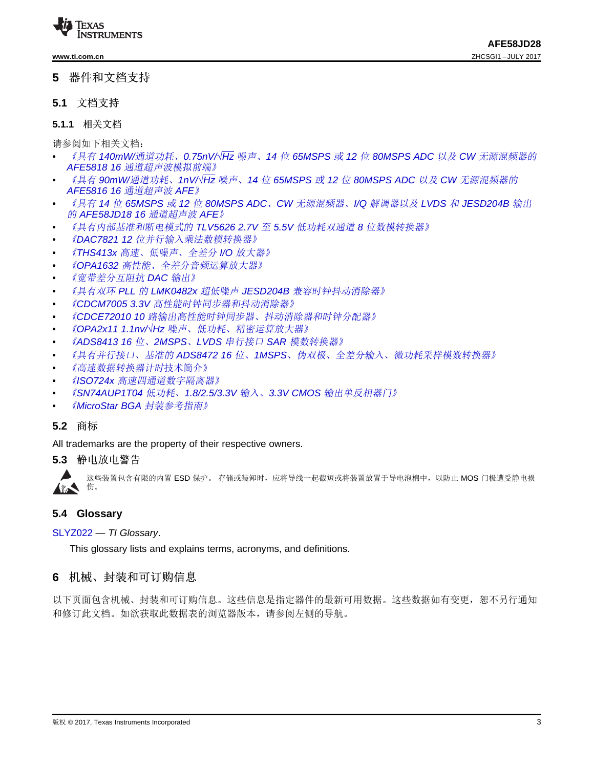## 5 器件和文档支持

### 5.1 文档支持

#### 5.1.1 相关文档

请参阅如下相关文档：

- *《具有 140mW/通道功耗、0.75nV/√Hz 噪声、14 位 65MSPS 或 12 位 80MSPS ADC 以及 CW 无源混频器的 AFE5818 16 通道超声波模拟前端》*
- *《具有 90mW/通道功耗、1nV/√Hz 噪声、14 位 65MSPS 或 12 位 80MSPS ADC 以及 CW 无源混频器的 AFE5816 16 通道超声波 AFE》*
- *《具有 14 位 65MSPS 或 12 位 80MSPS ADC、CW 无源混频器、I/Q 解调器以及 LVDS 和 JESD204B 输出的 AFE58JD18 16 通道超声波 AFE》*
- *《具有内部基准和断电模式的 TLV5626 2.7V 至 5.5V 低功耗双通道 8 位数模转换器》*
- *《DAC7821 12 位并行输入乘法数模转换器》*
- *《THS413x 高速、低噪声、全差分 I/O 放大器》*
- *《OPA1632 高性能、全差分音频运算放大器》*
- *《宽带差分互阻抗 DAC 输出》*
- *《具有双环 PLL 的 LMK0482x 超低噪声 JESD204B 兼容时钟抖动消除器》*
- *《CDCM7005 3.3V 高性能时钟同步器和抖动消除器》*
- *《CDCE72010 10 路输出高性能时钟同步器、抖动消除器和时钟分配器》*
- *《OPA2x11 1.1nv/√Hz 噪声、低功耗、精密运算放大器》*
- *《ADS8413 16 位、2MSPS、LVDS 串行接口 SAR 模数转换器》*
- *《具有并行接口、基准的 ADS8472 16 位、1MSPS、伪双极、全差分输入、微功耗采样模数转换器》*
- *《高速数据转换器计时技术简介》*
- *《ISO724x 高速四通道数字隔离器》*
- *《SN74AUP1T04 低功耗、1.8/2.5/3.3V 输入、3.3V CMOS 输出单反相器门》*
- *《MicroStar BGA 封装参考指南》*

### 5.2 商标

All trademarks are the property of their respective owners.

### 5.3 静电放电警告

这些装置包含有限的内置 ESD 保护。 存储或装卸时，应将导线一起截短或将装置放置于导电泡棉中，以防止 MOS 门极遭受静电损伤。

### 5.4 Glossary

SLYZ022 — *TI Glossary*.

This glossary lists and explains terms, acronyms, and definitions.

## 6 机械、封装和可订购信息

以下页面包含机械、封装和可订购信息。这些信息是指定器件的最新可用数据。这些数据如有变更，恕不另行通知和修订此文档。如欲获取此数据表的浏览器版本，请参阅左侧的导航。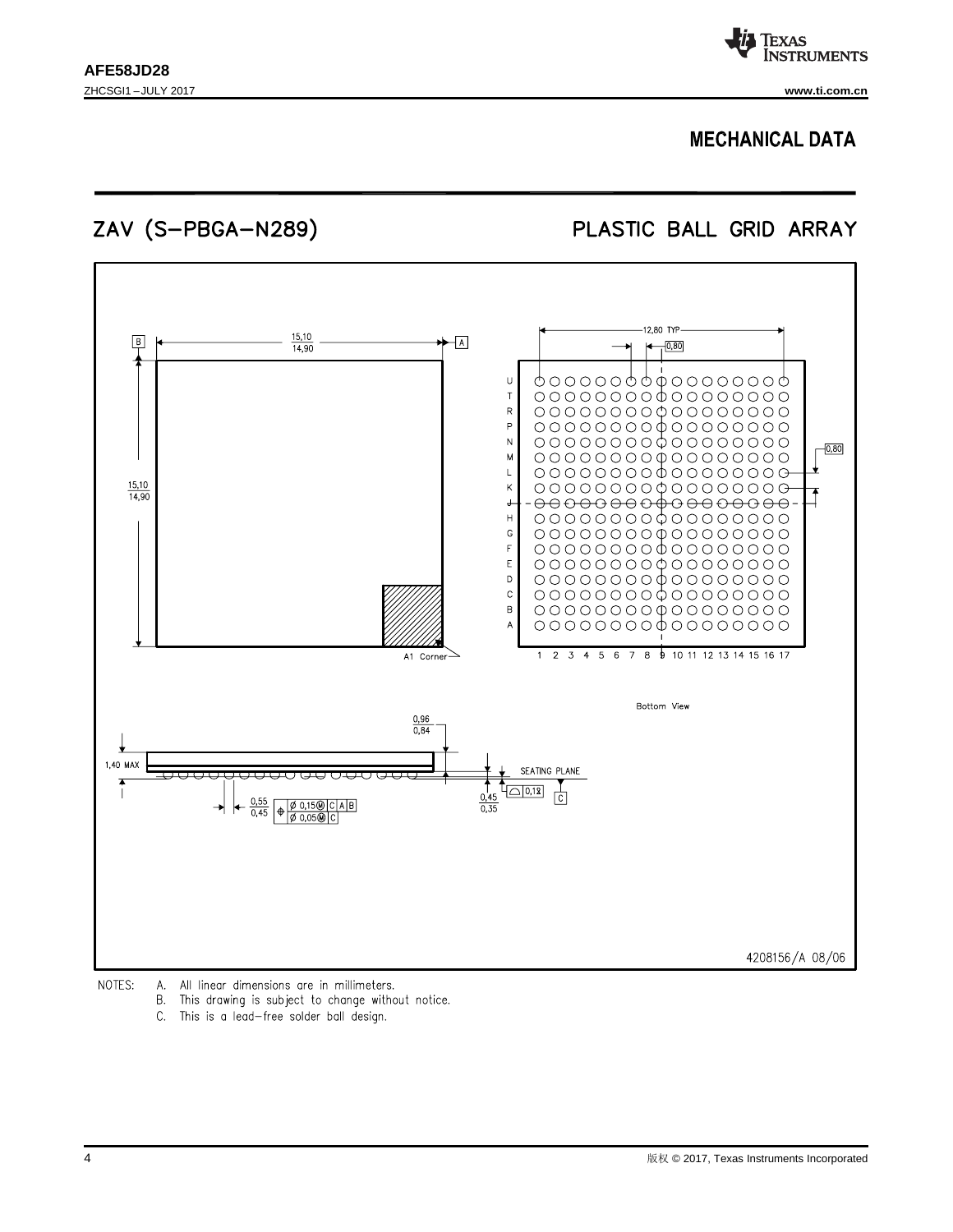## MECHANICAL DATA

ZAV (S-PBGA-N289) PLASTIC BALL GRID ARRAY

NOTES:
A. All linear dimensions are in millimeters.
B. This drawing is subject to change without notice.
C. This is a lead-free solder ball design.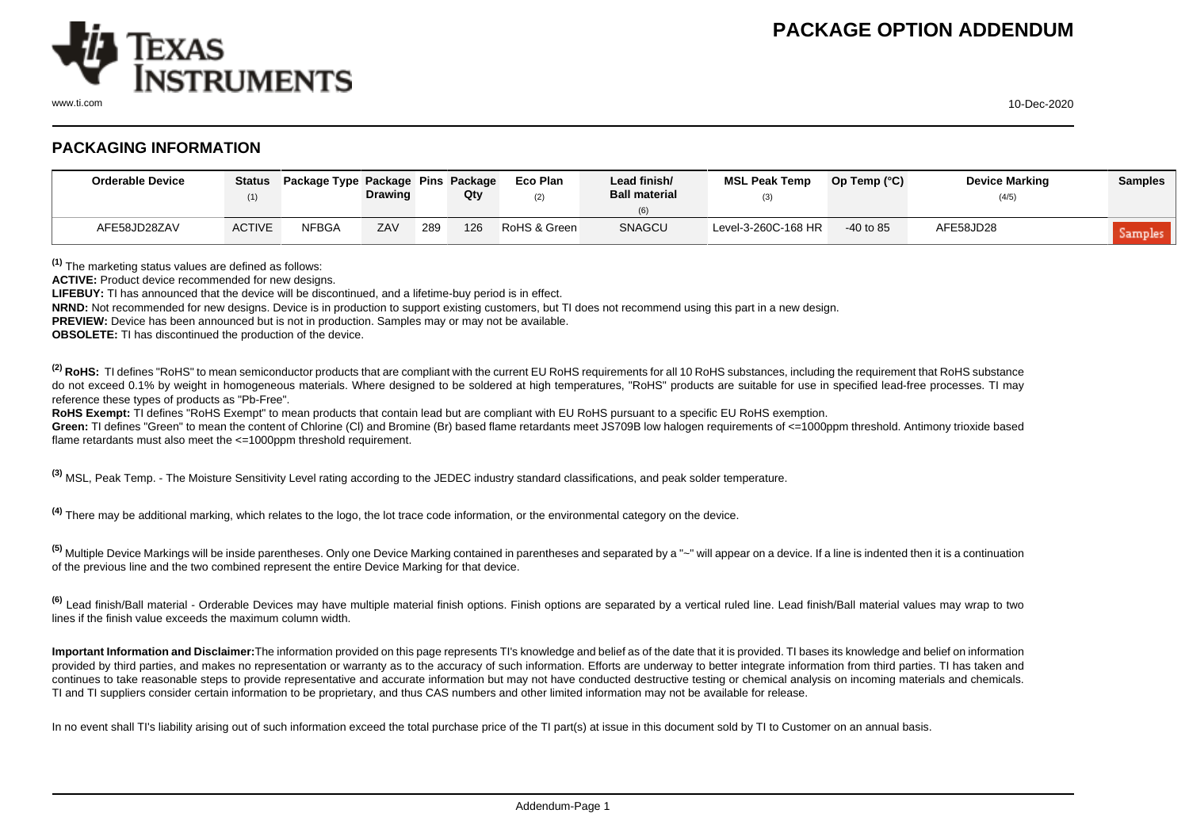# PACKAGE OPTION ADDENDUM

## PACKAGING INFORMATION

| Orderable Device | Status (1) | Package Type | Package Drawing | Pins | Package Qty | Eco Plan (2) | Lead finish/ Ball material (6) | MSL Peak Temp (3) | Op Temp (°C) | Device Marking (4/5) | Samples |
|---|---|---|---|---|---|---|---|---|---|---|---|
| AFE58JD28ZAV | ACTIVE | NFBGA | ZAV | 289 | 126 | RoHS & Green | SNAGCU | Level-3-260C-168 HR | -40 to 85 | AFE58JD28 | Samples |

(1) The marketing status values are defined as follows:

**ACTIVE:** Product device recommended for new designs.

**LIFEBUY:** TI has announced that the device will be discontinued, and a lifetime-buy period is in effect.

**NRND:** Not recommended for new designs. Device is in production to support existing customers, but TI does not recommend using this part in a new design.

**PREVIEW:** Device has been announced but is not in production. Samples may or may not be available.

**OBSOLETE:** TI has discontinued the production of the device.

(2) **RoHS:** TI defines "RoHS" to mean semiconductor products that are compliant with the current EU RoHS requirements for all 10 RoHS substances, including the requirement that RoHS substance do not exceed 0.1% by weight in homogeneous materials. Where designed to be soldered at high temperatures, "RoHS" products are suitable for use in specified lead-free processes. TI may reference these types of products as "Pb-Free".

**RoHS Exempt:** TI defines "RoHS Exempt" to mean products that contain lead but are compliant with EU RoHS pursuant to a specific EU RoHS exemption.

**Green:** TI defines "Green" to mean the content of Chlorine (Cl) and Bromine (Br) based flame retardants meet JS709B low halogen requirements of <=1000ppm threshold. Antimony trioxide based flame retardants must also meet the <=1000ppm threshold requirement.

(3) MSL, Peak Temp. - The Moisture Sensitivity Level rating according to the JEDEC industry standard classifications, and peak solder temperature.

(4) There may be additional marking, which relates to the logo, the lot trace code information, or the environmental category on the device.

(5) Multiple Device Markings will be inside parentheses. Only one Device Marking contained in parentheses and separated by a "~" will appear on a device. If a line is indented then it is a continuation of the previous line and the two combined represent the entire Device Marking for that device.

(6) Lead finish/Ball material - Orderable Devices may have multiple material finish options. Finish options are separated by a vertical ruled line. Lead finish/Ball material values may wrap to two lines if the finish value exceeds the maximum column width.

**Important Information and Disclaimer:**The information provided on this page represents TI's knowledge and belief as of the date that it is provided. TI bases its knowledge and belief on information provided by third parties, and makes no representation or warranty as to the accuracy of such information. Efforts are underway to better integrate information from third parties. TI has taken and continues to take reasonable steps to provide representative and accurate information but may not have conducted destructive testing or chemical analysis on incoming materials and chemicals. TI and TI suppliers consider certain information to be proprietary, and thus CAS numbers and other limited information may not be available for release.

In no event shall TI's liability arising out of such information exceed the total purchase price of the TI part(s) at issue in this document sold by TI to Customer on an annual basis.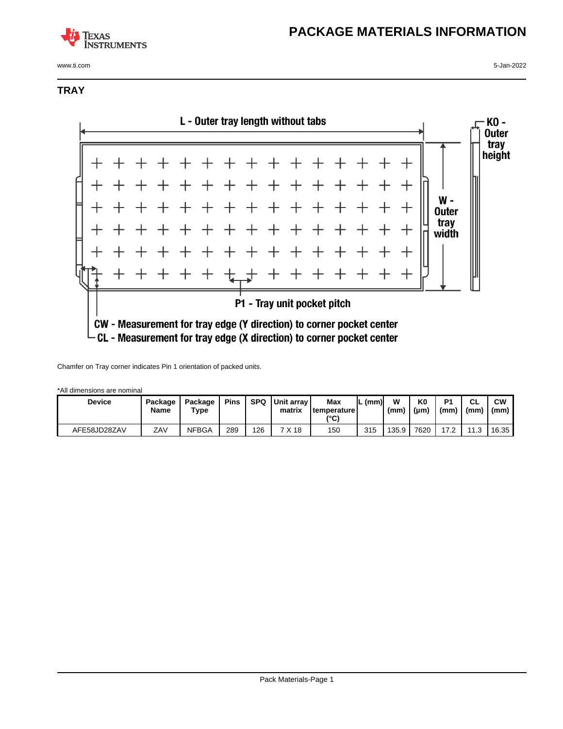# PACKAGE MATERIALS INFORMATION

## TRAY

L - Outer tray length without tabs

KO - Outer tray height

W - Outer tray width

P1 - Tray unit pocket pitch

CW - Measurement for tray edge (Y direction) to corner pocket center

CL - Measurement for tray edge (X direction) to corner pocket center

Chamfer on Tray corner indicates Pin 1 orientation of packed units.

*All dimensions are nominal

| Device | Package Name | Package Type | Pins | SPQ | Unit array matrix | Max temperature (°C) | L (mm) | W (mm) | K0 (µm) | P1 (mm) | CL (mm) | CW (mm) |
|---|---|---|---|---|---|---|---|---|---|---|---|---|
| AFE58JD28ZAV | ZAV | NFBGA | 289 | 126 | 7 X 18 | 150 | 315 | 135.9 | 7620 | 17.2 | 11.3 | 16.35 |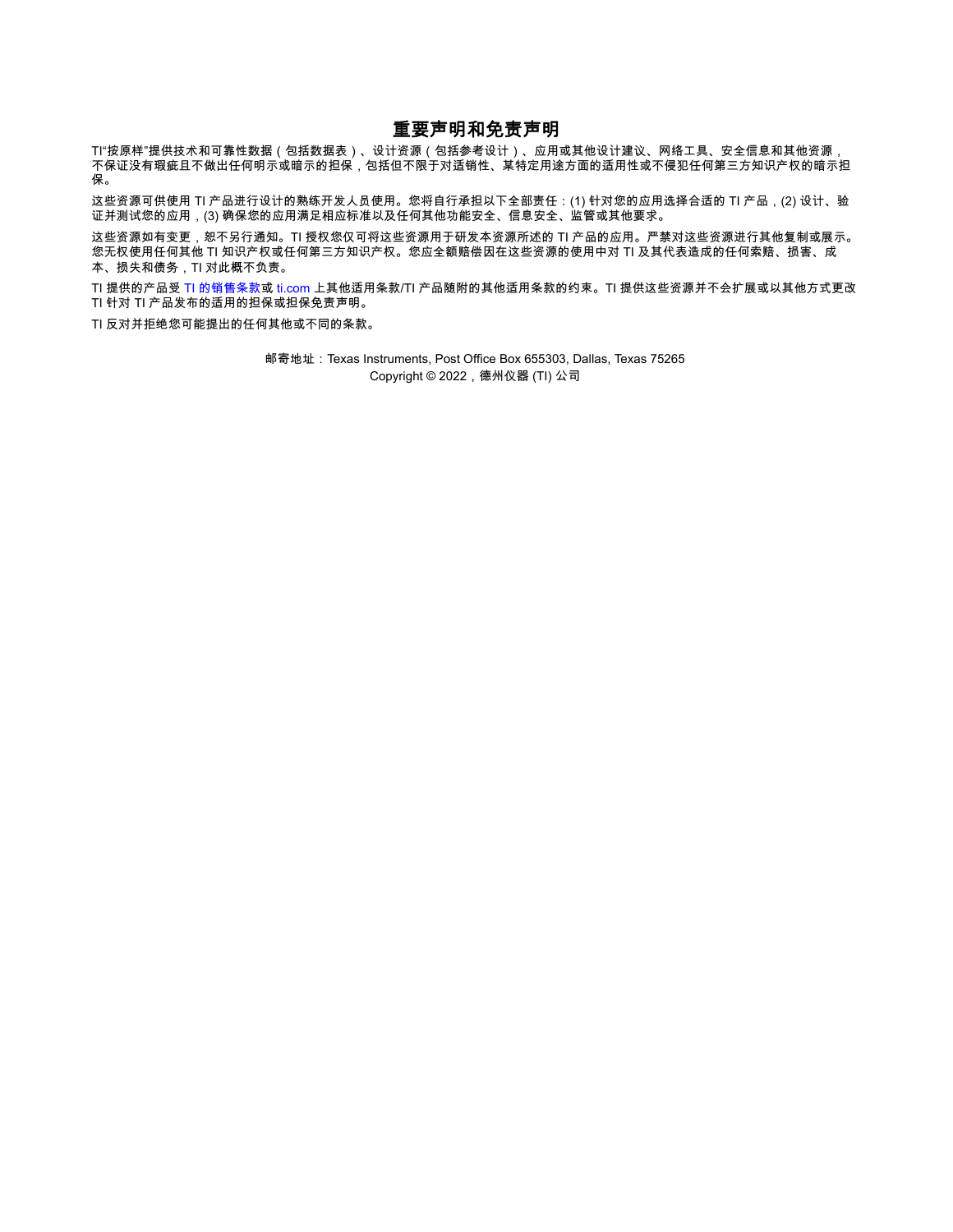# 重要声明和免责声明

TI"按原样"提供技术和可靠性数据（包括数据表）、设计资源（包括参考设计）、应用或其他设计建议、网络工具、安全信息和其他资源，不保证没有瑕疵且不做出任何明示或暗示的担保，包括但不限于对适销性、某特定用途方面的适用性或不侵犯任何第三方知识产权的暗示担保。

这些资源可供使用 TI 产品进行设计的熟练开发人员使用。您将自行承担以下全部责任：(1) 针对您的应用选择合适的 TI 产品，(2) 设计、验证并测试您的应用，(3) 确保您的应用满足相应标准以及任何其他功能安全、信息安全、监管或其他要求。

这些资源如有变更，恕不另行通知。TI 授权您仅可将这些资源用于研发本资源所述的 TI 产品的应用。严禁对这些资源进行其他复制或展示。您无权使用任何其他 TI 知识产权或任何第三方知识产权。您应全额赔偿因在这些资源的使用中对 TI 及其代表造成的任何索赔、损害、成本、损失和债务，TI 对此概不负责。

TI 提供的产品受 TI 的销售条款或 ti.com 上其他适用条款/TI 产品随附的其他适用条款的约束。TI 提供这些资源并不会扩展或以其他方式更改 TI 针对 TI 产品发布的适用的担保或担保免责声明。

TI 反对并拒绝您可能提出的任何其他或不同的条款。

邮寄地址：Texas Instruments, Post Office Box 655303, Dallas, Texas 75265
Copyright © 2022，德州仪器 (TI) 公司